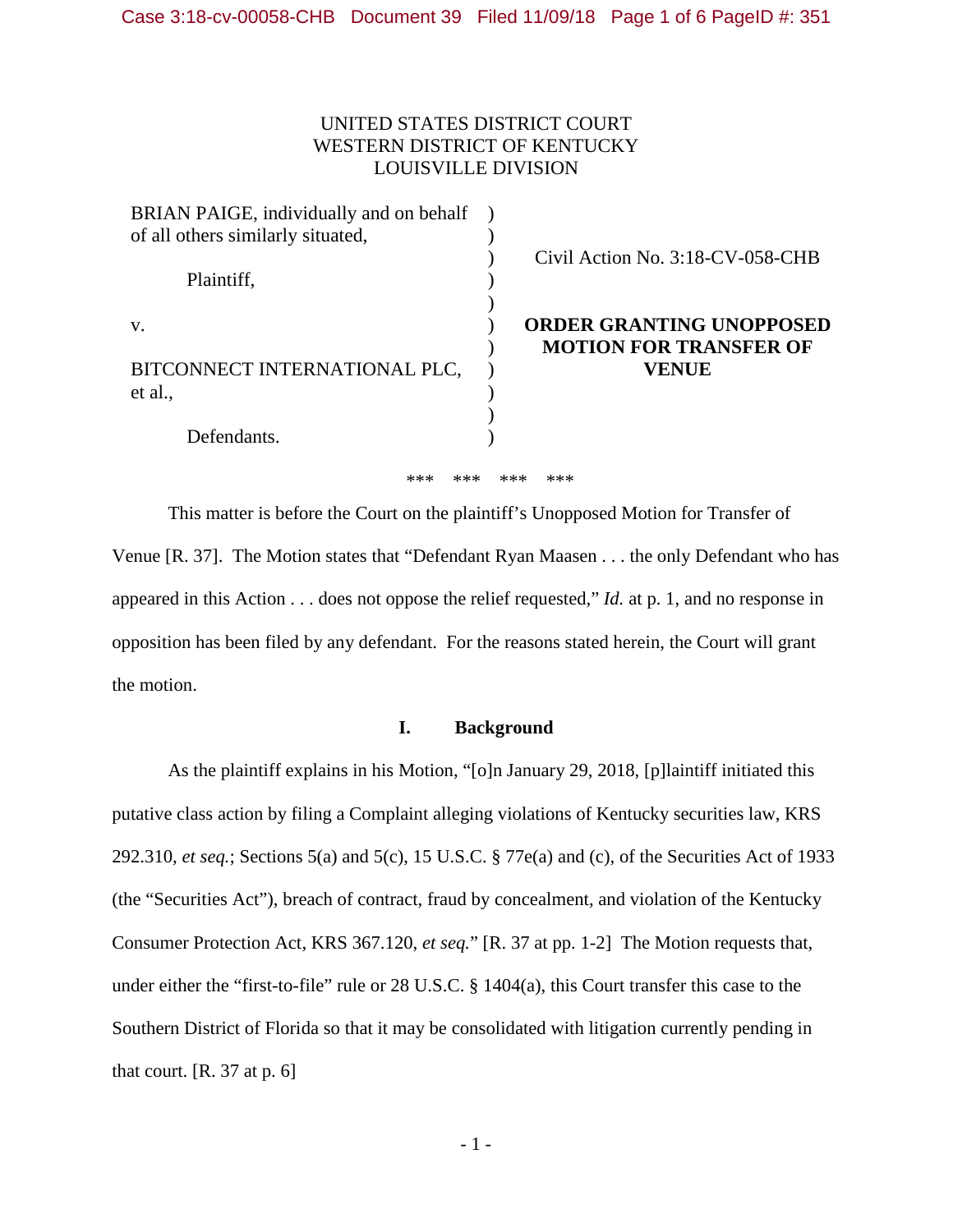UNITED STATES DISTRICT COURT
WESTERN DISTRICT OF KENTUCKY
LOUISVILLE DIVISION

BRIAN PAIGE, individually and on behalf of all others similarly situated,

Plaintiff,

v.

BITCONNECT INTERNATIONAL PLC, et al.,

Defendants.

Civil Action No. 3:18-CV-058-CHB

**ORDER GRANTING UNOPPOSED MOTION FOR TRANSFER OF VENUE**

*** *** *** ***

This matter is before the Court on the plaintiff's Unopposed Motion for Transfer of Venue [R. 37]. The Motion states that "Defendant Ryan Maasen . . . the only Defendant who has appeared in this Action . . . does not oppose the relief requested," *Id.* at p. 1, and no response in opposition has been filed by any defendant. For the reasons stated herein, the Court will grant the motion.

## I. Background

As the plaintiff explains in his Motion, "[o]n January 29, 2018, [p]laintiff initiated this putative class action by filing a Complaint alleging violations of Kentucky securities law, KRS 292.310, *et seq.*; Sections 5(a) and 5(c), 15 U.S.C. § 77e(a) and (c), of the Securities Act of 1933 (the "Securities Act"), breach of contract, fraud by concealment, and violation of the Kentucky Consumer Protection Act, KRS 367.120, *et seq.*" [R. 37 at pp. 1-2] The Motion requests that, under either the "first-to-file" rule or 28 U.S.C. § 1404(a), this Court transfer this case to the Southern District of Florida so that it may be consolidated with litigation currently pending in that court. [R. 37 at p. 6]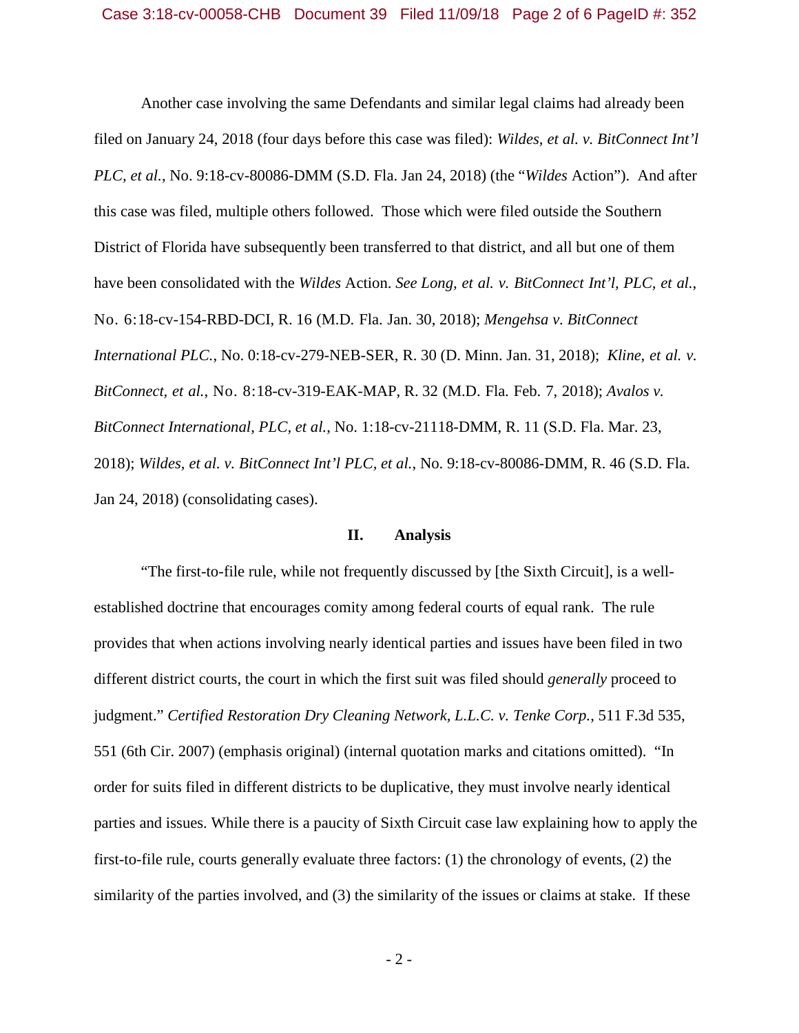Another case involving the same Defendants and similar legal claims had already been filed on January 24, 2018 (four days before this case was filed): *Wildes, et al. v. BitConnect Int'l PLC, et al.*, No. 9:18-cv-80086-DMM (S.D. Fla. Jan 24, 2018) (the "*Wildes* Action"). And after this case was filed, multiple others followed. Those which were filed outside the Southern District of Florida have subsequently been transferred to that district, and all but one of them have been consolidated with the *Wildes* Action. *See Long, et al. v. BitConnect Int'l, PLC, et al.*, No. 6:18-cv-154-RBD-DCI, R. 16 (M.D. Fla. Jan. 30, 2018); *Mengehsa v. BitConnect International PLC.*, No. 0:18-cv-279-NEB-SER, R. 30 (D. Minn. Jan. 31, 2018); *Kline, et al. v. BitConnect, et al.*, No. 8:18-cv-319-EAK-MAP, R. 32 (M.D. Fla. Feb. 7, 2018); *Avalos v. BitConnect International, PLC, et al.*, No. 1:18-cv-21118-DMM, R. 11 (S.D. Fla. Mar. 23, 2018); *Wildes, et al. v. BitConnect Int'l PLC, et al.*, No. 9:18-cv-80086-DMM, R. 46 (S.D. Fla. Jan 24, 2018) (consolidating cases).

## II. Analysis

"The first-to-file rule, while not frequently discussed by [the Sixth Circuit], is a well-established doctrine that encourages comity among federal courts of equal rank. The rule provides that when actions involving nearly identical parties and issues have been filed in two different district courts, the court in which the first suit was filed should *generally* proceed to judgment." *Certified Restoration Dry Cleaning Network, L.L.C. v. Tenke Corp.*, 511 F.3d 535, 551 (6th Cir. 2007) (emphasis original) (internal quotation marks and citations omitted). "In order for suits filed in different districts to be duplicative, they must involve nearly identical parties and issues. While there is a paucity of Sixth Circuit case law explaining how to apply the first-to-file rule, courts generally evaluate three factors: (1) the chronology of events, (2) the similarity of the parties involved, and (3) the similarity of the issues or claims at stake. If these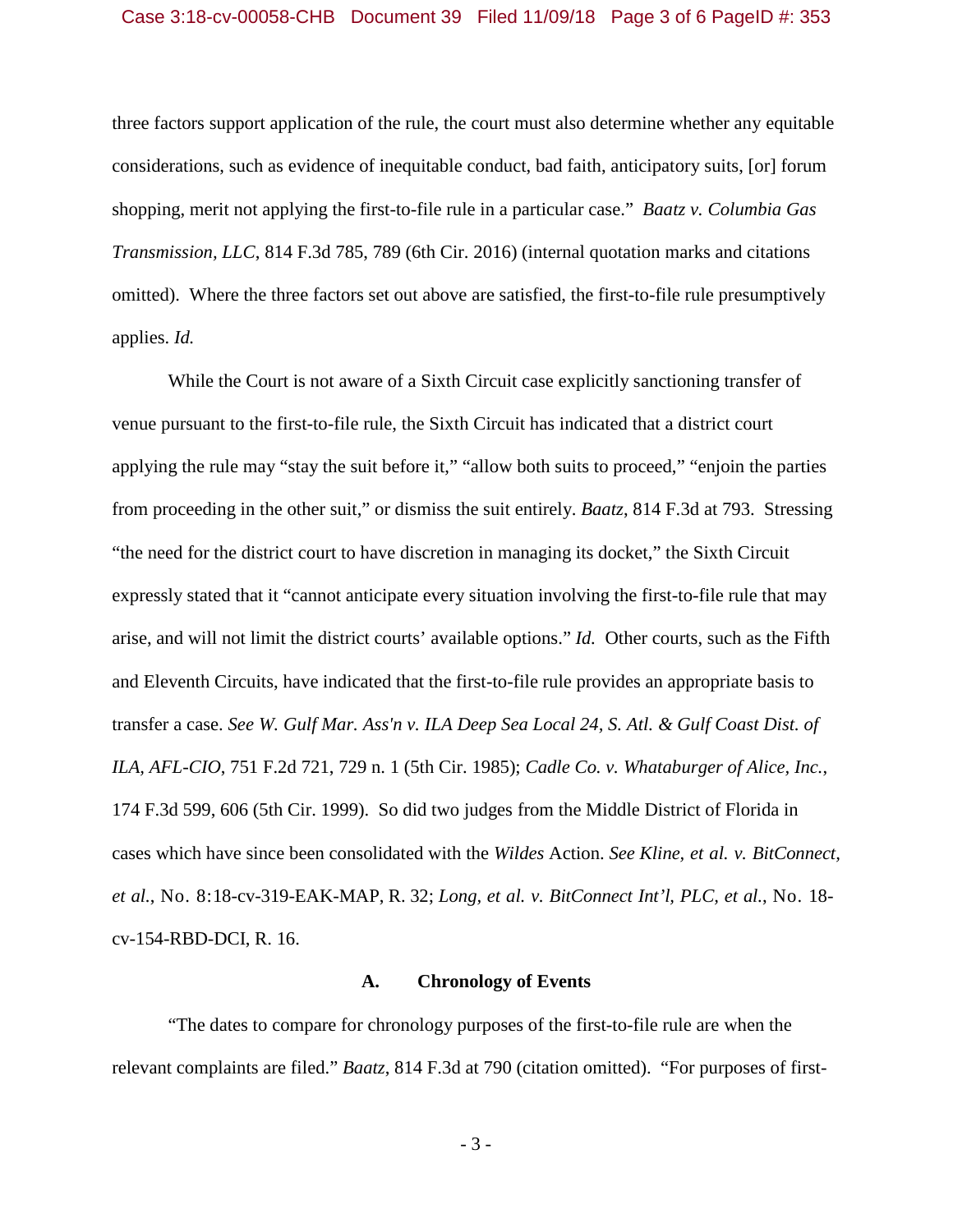three factors support application of the rule, the court must also determine whether any equitable considerations, such as evidence of inequitable conduct, bad faith, anticipatory suits, [or] forum shopping, merit not applying the first-to-file rule in a particular case." *Baatz v. Columbia Gas Transmission, LLC*, 814 F.3d 785, 789 (6th Cir. 2016) (internal quotation marks and citations omitted). Where the three factors set out above are satisfied, the first-to-file rule presumptively applies. *Id.*

While the Court is not aware of a Sixth Circuit case explicitly sanctioning transfer of venue pursuant to the first-to-file rule, the Sixth Circuit has indicated that a district court applying the rule may "stay the suit before it," "allow both suits to proceed," "enjoin the parties from proceeding in the other suit," or dismiss the suit entirely. *Baatz*, 814 F.3d at 793. Stressing "the need for the district court to have discretion in managing its docket," the Sixth Circuit expressly stated that it "cannot anticipate every situation involving the first-to-file rule that may arise, and will not limit the district courts' available options." *Id.* Other courts, such as the Fifth and Eleventh Circuits, have indicated that the first-to-file rule provides an appropriate basis to transfer a case. *See W. Gulf Mar. Ass'n v. ILA Deep Sea Local 24, S. Atl. & Gulf Coast Dist. of ILA, AFL-CIO*, 751 F.2d 721, 729 n. 1 (5th Cir. 1985); *Cadle Co. v. Whataburger of Alice, Inc.*, 174 F.3d 599, 606 (5th Cir. 1999). So did two judges from the Middle District of Florida in cases which have since been consolidated with the *Wildes* Action. *See Kline, et al. v. BitConnect, et al.*, No. 8:18-cv-319-EAK-MAP, R. 32; *Long, et al. v. BitConnect Int'l, PLC, et al.*, No. 18-cv-154-RBD-DCI, R. 16.

### A. Chronology of Events

"The dates to compare for chronology purposes of the first-to-file rule are when the relevant complaints are filed." *Baatz*, 814 F.3d at 790 (citation omitted). "For purposes of first-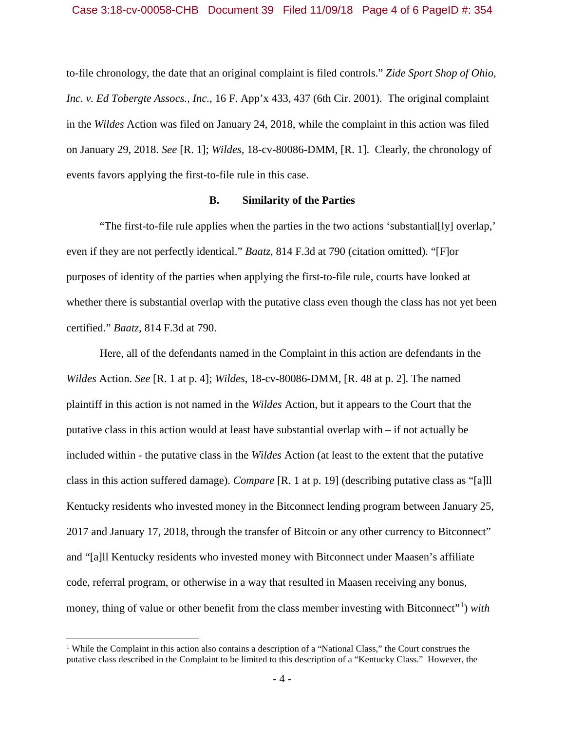to-file chronology, the date that an original complaint is filed controls." *Zide Sport Shop of Ohio, Inc. v. Ed Tobergte Assocs., Inc.*, 16 F. App'x 433, 437 (6th Cir. 2001). The original complaint in the *Wildes* Action was filed on January 24, 2018, while the complaint in this action was filed on January 29, 2018. *See* [R. 1]; *Wildes*, 18-cv-80086-DMM, [R. 1]. Clearly, the chronology of events favors applying the first-to-file rule in this case.

### B. Similarity of the Parties

"The first-to-file rule applies when the parties in the two actions 'substantial[ly] overlap,' even if they are not perfectly identical." *Baatz*, 814 F.3d at 790 (citation omitted). "[F]or purposes of identity of the parties when applying the first-to-file rule, courts have looked at whether there is substantial overlap with the putative class even though the class has not yet been certified." *Baatz*, 814 F.3d at 790.

Here, all of the defendants named in the Complaint in this action are defendants in the *Wildes* Action. *See* [R. 1 at p. 4]; *Wildes*, 18-cv-80086-DMM, [R. 48 at p. 2]. The named plaintiff in this action is not named in the *Wildes* Action, but it appears to the Court that the putative class in this action would at least have substantial overlap with – if not actually be included within - the putative class in the *Wildes* Action (at least to the extent that the putative class in this action suffered damage). *Compare* [R. 1 at p. 19] (describing putative class as "[a]ll Kentucky residents who invested money in the Bitconnect lending program between January 25, 2017 and January 17, 2018, through the transfer of Bitcoin or any other currency to Bitconnect" and "[a]ll Kentucky residents who invested money with Bitconnect under Maasen's affiliate code, referral program, or otherwise in a way that resulted in Maasen receiving any bonus, money, thing of value or other benefit from the class member investing with Bitconnect"[1]) *with*

[1] While the Complaint in this action also contains a description of a "National Class," the Court construes the putative class described in the Complaint to be limited to this description of a "Kentucky Class." However, the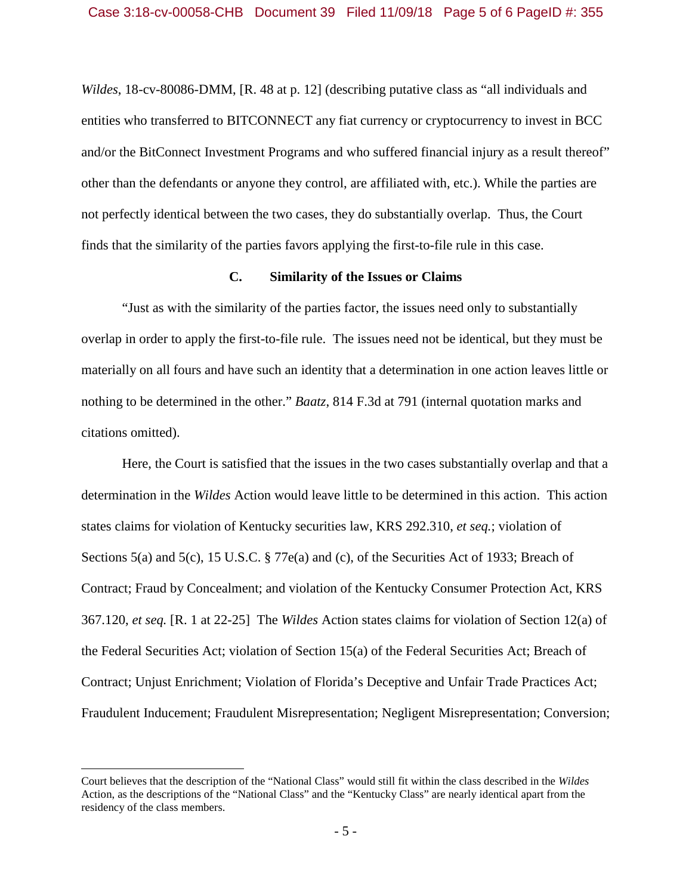*Wildes*, 18-cv-80086-DMM, [R. 48 at p. 12] (describing putative class as "all individuals and entities who transferred to BITCONNECT any fiat currency or cryptocurrency to invest in BCC and/or the BitConnect Investment Programs and who suffered financial injury as a result thereof" other than the defendants or anyone they control, are affiliated with, etc.). While the parties are not perfectly identical between the two cases, they do substantially overlap. Thus, the Court finds that the similarity of the parties favors applying the first-to-file rule in this case.

### C. Similarity of the Issues or Claims

"Just as with the similarity of the parties factor, the issues need only to substantially overlap in order to apply the first-to-file rule. The issues need not be identical, but they must be materially on all fours and have such an identity that a determination in one action leaves little or nothing to be determined in the other." *Baatz*, 814 F.3d at 791 (internal quotation marks and citations omitted).

Here, the Court is satisfied that the issues in the two cases substantially overlap and that a determination in the *Wildes* Action would leave little to be determined in this action. This action states claims for violation of Kentucky securities law, KRS 292.310, *et seq.*; violation of Sections 5(a) and 5(c), 15 U.S.C. § 77e(a) and (c), of the Securities Act of 1933; Breach of Contract; Fraud by Concealment; and violation of the Kentucky Consumer Protection Act, KRS 367.120, *et seq.* [R. 1 at 22-25] The *Wildes* Action states claims for violation of Section 12(a) of the Federal Securities Act; violation of Section 15(a) of the Federal Securities Act; Breach of Contract; Unjust Enrichment; Violation of Florida's Deceptive and Unfair Trade Practices Act; Fraudulent Inducement; Fraudulent Misrepresentation; Negligent Misrepresentation; Conversion;

---

Court believes that the description of the "National Class" would still fit within the class described in the *Wildes* Action, as the descriptions of the "National Class" and the "Kentucky Class" are nearly identical apart from the residency of the class members.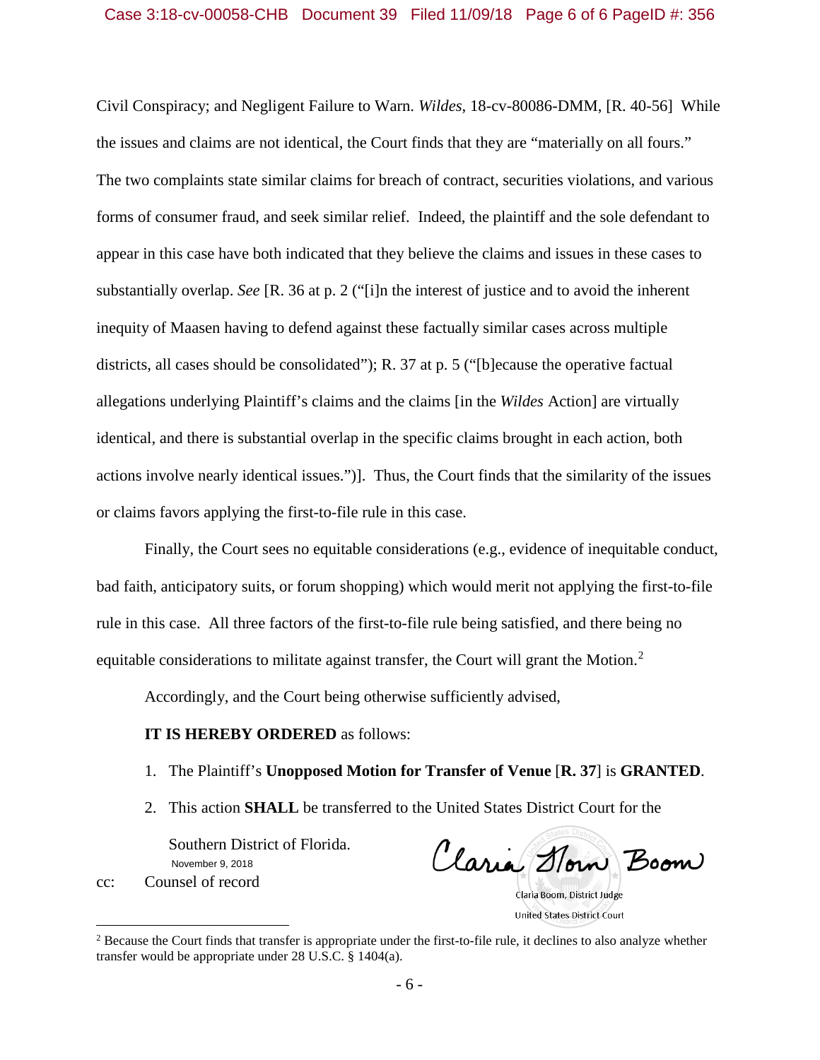Civil Conspiracy; and Negligent Failure to Warn. *Wildes*, 18-cv-80086-DMM, [R. 40-56] While the issues and claims are not identical, the Court finds that they are "materially on all fours." The two complaints state similar claims for breach of contract, securities violations, and various forms of consumer fraud, and seek similar relief. Indeed, the plaintiff and the sole defendant to appear in this case have both indicated that they believe the claims and issues in these cases to substantially overlap. *See* [R. 36 at p. 2 ("[i]n the interest of justice and to avoid the inherent inequity of Maasen having to defend against these factually similar cases across multiple districts, all cases should be consolidated"); R. 37 at p. 5 ("[b]ecause the operative factual allegations underlying Plaintiff's claims and the claims [in the *Wildes* Action] are virtually identical, and there is substantial overlap in the specific claims brought in each action, both actions involve nearly identical issues.")]. Thus, the Court finds that the similarity of the issues or claims favors applying the first-to-file rule in this case.

Finally, the Court sees no equitable considerations (e.g., evidence of inequitable conduct, bad faith, anticipatory suits, or forum shopping) which would merit not applying the first-to-file rule in this case. All three factors of the first-to-file rule being satisfied, and there being no equitable considerations to militate against transfer, the Court will grant the Motion.[2]

Accordingly, and the Court being otherwise sufficiently advised,

**IT IS HEREBY ORDERED** as follows:

1. The Plaintiff's **Unopposed Motion for Transfer of Venue** [**R. 37**] is **GRANTED**.
2. This action **SHALL** be transferred to the United States District Court for the Southern District of Florida.

November 9, 2018

Claria Horn Boom, District Judge
United States District Court

cc: Counsel of record

---

[2] Because the Court finds that transfer is appropriate under the first-to-file rule, it declines to also analyze whether transfer would be appropriate under 28 U.S.C. § 1404(a).